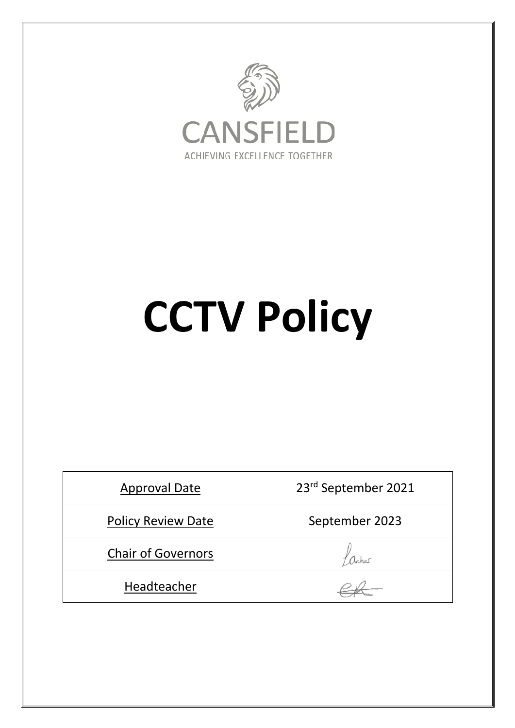CANSFIELD

ACHIEVING EXCELLENCE TOGETHER

# CCTV Policy

| Approval Date | 23rd September 2021 |
|---|---|
| Policy Review Date | September 2023 |
| Chair of Governors | L Archer |
| Headteacher | |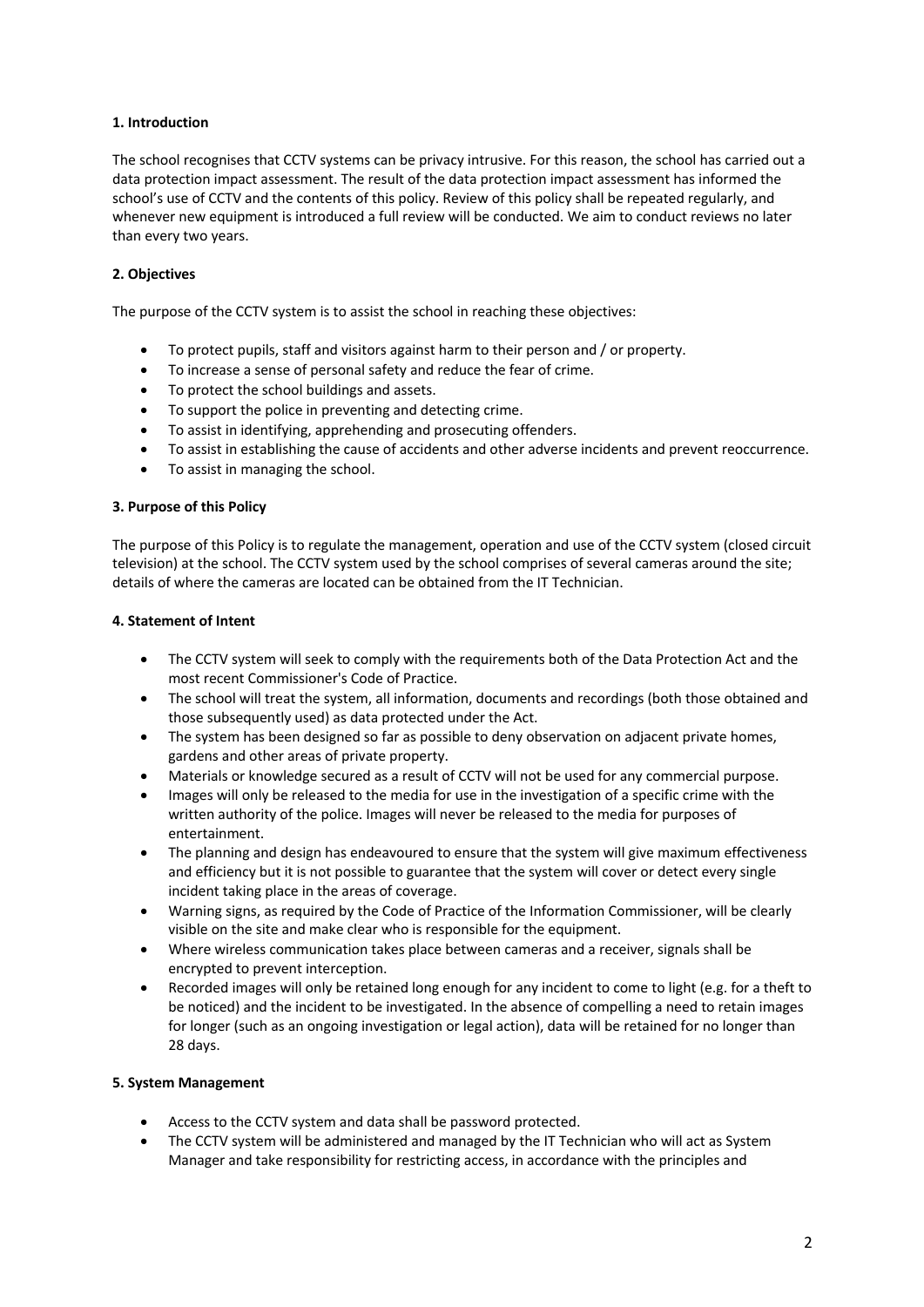**1. Introduction**

The school recognises that CCTV systems can be privacy intrusive. For this reason, the school has carried out a data protection impact assessment. The result of the data protection impact assessment has informed the school's use of CCTV and the contents of this policy. Review of this policy shall be repeated regularly, and whenever new equipment is introduced a full review will be conducted. We aim to conduct reviews no later than every two years.

**2. Objectives**

The purpose of the CCTV system is to assist the school in reaching these objectives:

- To protect pupils, staff and visitors against harm to their person and / or property.
- To increase a sense of personal safety and reduce the fear of crime.
- To protect the school buildings and assets.
- To support the police in preventing and detecting crime.
- To assist in identifying, apprehending and prosecuting offenders.
- To assist in establishing the cause of accidents and other adverse incidents and prevent reoccurrence.
- To assist in managing the school.

**3. Purpose of this Policy**

The purpose of this Policy is to regulate the management, operation and use of the CCTV system (closed circuit television) at the school. The CCTV system used by the school comprises of several cameras around the site; details of where the cameras are located can be obtained from the IT Technician.

**4. Statement of Intent**

- The CCTV system will seek to comply with the requirements both of the Data Protection Act and the most recent Commissioner's Code of Practice.
- The school will treat the system, all information, documents and recordings (both those obtained and those subsequently used) as data protected under the Act.
- The system has been designed so far as possible to deny observation on adjacent private homes, gardens and other areas of private property.
- Materials or knowledge secured as a result of CCTV will not be used for any commercial purpose.
- Images will only be released to the media for use in the investigation of a specific crime with the written authority of the police. Images will never be released to the media for purposes of entertainment.
- The planning and design has endeavoured to ensure that the system will give maximum effectiveness and efficiency but it is not possible to guarantee that the system will cover or detect every single incident taking place in the areas of coverage.
- Warning signs, as required by the Code of Practice of the Information Commissioner, will be clearly visible on the site and make clear who is responsible for the equipment.
- Where wireless communication takes place between cameras and a receiver, signals shall be encrypted to prevent interception.
- Recorded images will only be retained long enough for any incident to come to light (e.g. for a theft to be noticed) and the incident to be investigated. In the absence of compelling a need to retain images for longer (such as an ongoing investigation or legal action), data will be retained for no longer than 28 days.

**5. System Management**

- Access to the CCTV system and data shall be password protected.
- The CCTV system will be administered and managed by the IT Technician who will act as System Manager and take responsibility for restricting access, in accordance with the principles and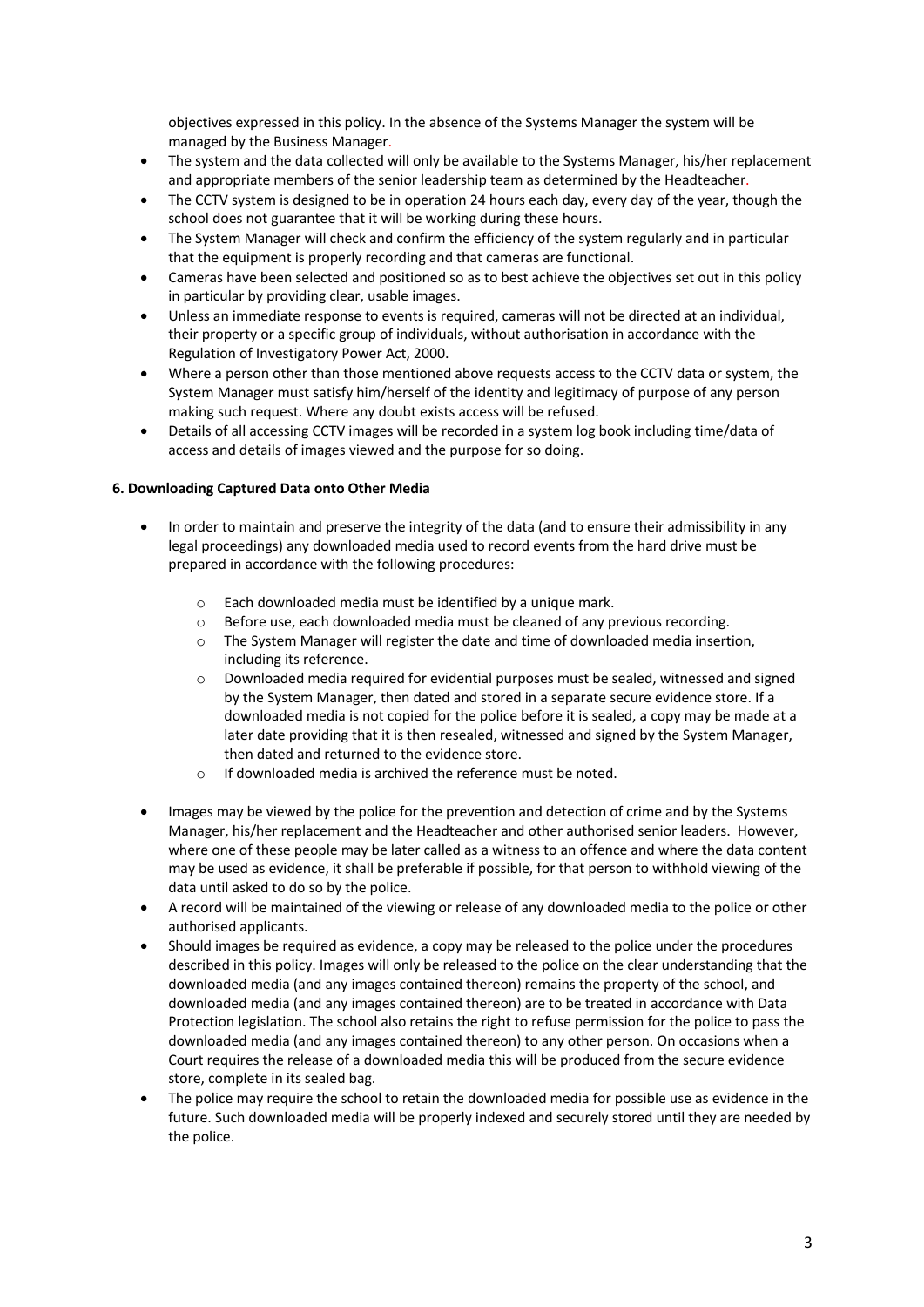objectives expressed in this policy. In the absence of the Systems Manager the system will be managed by the Business Manager.

- The system and the data collected will only be available to the Systems Manager, his/her replacement and appropriate members of the senior leadership team as determined by the Headteacher.
- The CCTV system is designed to be in operation 24 hours each day, every day of the year, though the school does not guarantee that it will be working during these hours.
- The System Manager will check and confirm the efficiency of the system regularly and in particular that the equipment is properly recording and that cameras are functional.
- Cameras have been selected and positioned so as to best achieve the objectives set out in this policy in particular by providing clear, usable images.
- Unless an immediate response to events is required, cameras will not be directed at an individual, their property or a specific group of individuals, without authorisation in accordance with the Regulation of Investigatory Power Act, 2000.
- Where a person other than those mentioned above requests access to the CCTV data or system, the System Manager must satisfy him/herself of the identity and legitimacy of purpose of any person making such request. Where any doubt exists access will be refused.
- Details of all accessing CCTV images will be recorded in a system log book including time/data of access and details of images viewed and the purpose for so doing.

**6. Downloading Captured Data onto Other Media**

- In order to maintain and preserve the integrity of the data (and to ensure their admissibility in any legal proceedings) any downloaded media used to record events from the hard drive must be prepared in accordance with the following procedures:
    - Each downloaded media must be identified by a unique mark.
    - Before use, each downloaded media must be cleaned of any previous recording.
    - The System Manager will register the date and time of downloaded media insertion, including its reference.
    - Downloaded media required for evidential purposes must be sealed, witnessed and signed by the System Manager, then dated and stored in a separate secure evidence store. If a downloaded media is not copied for the police before it is sealed, a copy may be made at a later date providing that it is then resealed, witnessed and signed by the System Manager, then dated and returned to the evidence store.
    - If downloaded media is archived the reference must be noted.
- Images may be viewed by the police for the prevention and detection of crime and by the Systems Manager, his/her replacement and the Headteacher and other authorised senior leaders. However, where one of these people may be later called as a witness to an offence and where the data content may be used as evidence, it shall be preferable if possible, for that person to withhold viewing of the data until asked to do so by the police.
- A record will be maintained of the viewing or release of any downloaded media to the police or other authorised applicants.
- Should images be required as evidence, a copy may be released to the police under the procedures described in this policy. Images will only be released to the police on the clear understanding that the downloaded media (and any images contained thereon) remains the property of the school, and downloaded media (and any images contained thereon) are to be treated in accordance with Data Protection legislation. The school also retains the right to refuse permission for the police to pass the downloaded media (and any images contained thereon) to any other person. On occasions when a Court requires the release of a downloaded media this will be produced from the secure evidence store, complete in its sealed bag.
- The police may require the school to retain the downloaded media for possible use as evidence in the future. Such downloaded media will be properly indexed and securely stored until they are needed by the police.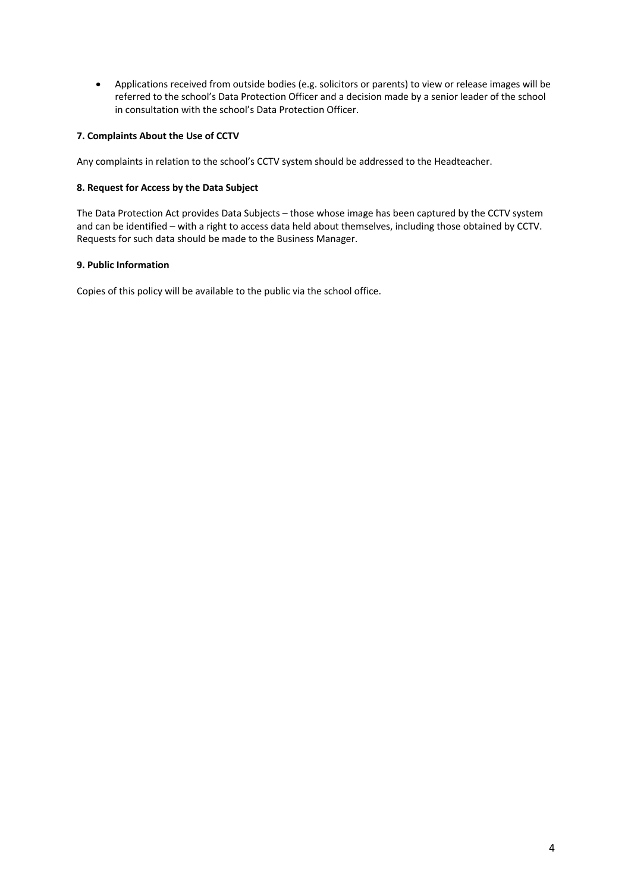- Applications received from outside bodies (e.g. solicitors or parents) to view or release images will be referred to the school's Data Protection Officer and a decision made by a senior leader of the school in consultation with the school's Data Protection Officer.

**7. Complaints About the Use of CCTV**

Any complaints in relation to the school's CCTV system should be addressed to the Headteacher.

**8. Request for Access by the Data Subject**

The Data Protection Act provides Data Subjects – those whose image has been captured by the CCTV system and can be identified – with a right to access data held about themselves, including those obtained by CCTV. Requests for such data should be made to the Business Manager.

**9. Public Information**

Copies of this policy will be available to the public via the school office.